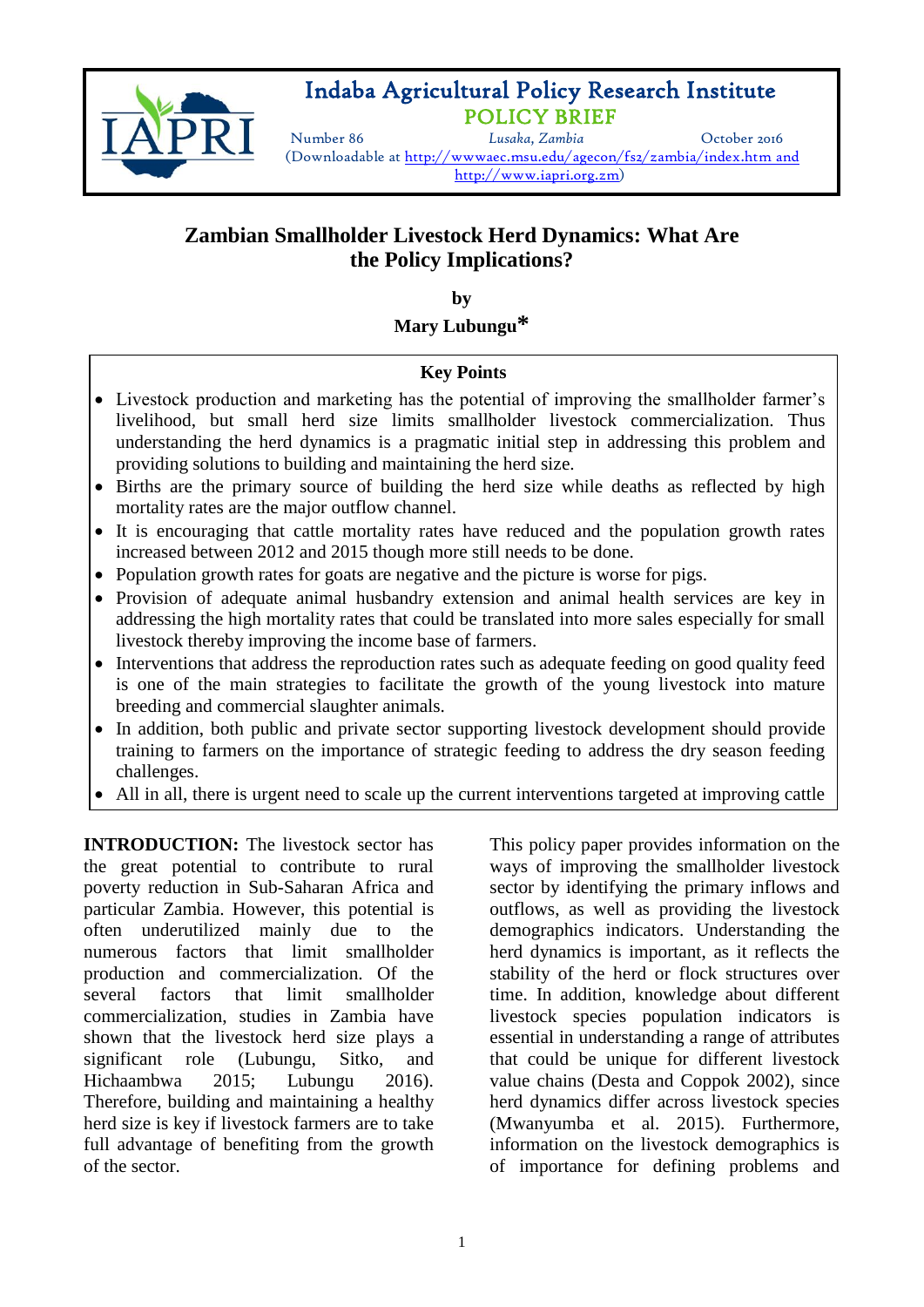# Indaba Agricultural Policy Research Institute

## POLICY BRIEF

Number 86 | *Lusaka, Zambia* | October 2016

(Downloadable at http://wwwaec.msu.edu/agecon/fs2/zambia/index.htm and http://www.iapri.org.zm)

# Zambian Smallholder Livestock Herd Dynamics: What Are the Policy Implications?

**by**

**Mary Lubungu***

### Key Points

- Livestock production and marketing has the potential of improving the smallholder farmer's livelihood, but small herd size limits smallholder livestock commercialization. Thus understanding the herd dynamics is a pragmatic initial step in addressing this problem and providing solutions to building and maintaining the herd size.
- Births are the primary source of building the herd size while deaths as reflected by high mortality rates are the major outflow channel.
- It is encouraging that cattle mortality rates have reduced and the population growth rates increased between 2012 and 2015 though more still needs to be done.
- Population growth rates for goats are negative and the picture is worse for pigs.
- Provision of adequate animal husbandry extension and animal health services are key in addressing the high mortality rates that could be translated into more sales especially for small livestock thereby improving the income base of farmers.
- Interventions that address the reproduction rates such as adequate feeding on good quality feed is one of the main strategies to facilitate the growth of the young livestock into mature breeding and commercial slaughter animals.
- In addition, both public and private sector supporting livestock development should provide training to farmers on the importance of strategic feeding to address the dry season feeding challenges.
- All in all, there is urgent need to scale up the current interventions targeted at improving cattle

**INTRODUCTION:** The livestock sector has the great potential to contribute to rural poverty reduction in Sub-Saharan Africa and particular Zambia. However, this potential is often underutilized mainly due to the numerous factors that limit smallholder production and commercialization. Of the several factors that limit smallholder commercialization, studies in Zambia have shown that the livestock herd size plays a significant role (Lubungu, Sitko, and Hichaambwa 2015; Lubungu 2016). Therefore, building and maintaining a healthy herd size is key if livestock farmers are to take full advantage of benefiting from the growth of the sector.

This policy paper provides information on the ways of improving the smallholder livestock sector by identifying the primary inflows and outflows, as well as providing the livestock demographics indicators. Understanding the herd dynamics is important, as it reflects the stability of the herd or flock structures over time. In addition, knowledge about different livestock species population indicators is essential in understanding a range of attributes that could be unique for different livestock value chains (Desta and Coppok 2002), since herd dynamics differ across livestock species (Mwanyumba et al. 2015). Furthermore, information on the livestock demographics is of importance for defining problems and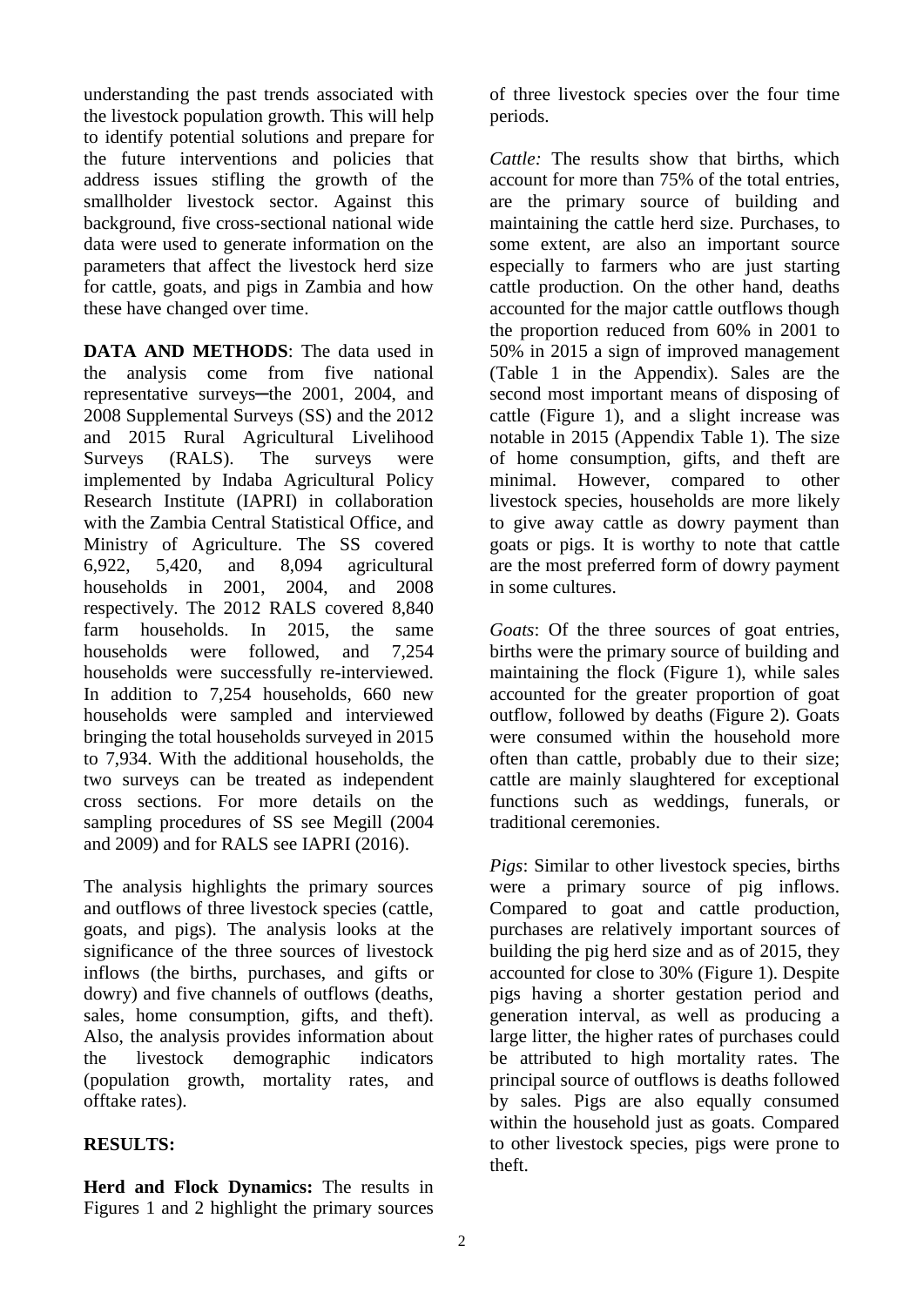understanding the past trends associated with the livestock population growth. This will help to identify potential solutions and prepare for the future interventions and policies that address issues stifling the growth of the smallholder livestock sector. Against this background, five cross-sectional national wide data were used to generate information on the parameters that affect the livestock herd size for cattle, goats, and pigs in Zambia and how these have changed over time.

**DATA AND METHODS**: The data used in the analysis come from five national representative surveys─the 2001, 2004, and 2008 Supplemental Surveys (SS) and the 2012 and 2015 Rural Agricultural Livelihood Surveys (RALS). The surveys were implemented by Indaba Agricultural Policy Research Institute (IAPRI) in collaboration with the Zambia Central Statistical Office, and Ministry of Agriculture. The SS covered 6,922, 5,420, and 8,094 agricultural households in 2001, 2004, and 2008 respectively. The 2012 RALS covered 8,840 farm households. In 2015, the same households were followed, and 7,254 households were successfully re-interviewed. In addition to 7,254 households, 660 new households were sampled and interviewed bringing the total households surveyed in 2015 to 7,934. With the additional households, the two surveys can be treated as independent cross sections. For more details on the sampling procedures of SS see Megill (2004 and 2009) and for RALS see IAPRI (2016).

The analysis highlights the primary sources and outflows of three livestock species (cattle, goats, and pigs). The analysis looks at the significance of the three sources of livestock inflows (the births, purchases, and gifts or dowry) and five channels of outflows (deaths, sales, home consumption, gifts, and theft). Also, the analysis provides information about the livestock demographic indicators (population growth, mortality rates, and offtake rates).

**RESULTS:**

**Herd and Flock Dynamics:** The results in Figures 1 and 2 highlight the primary sources of three livestock species over the four time periods.

*Cattle:* The results show that births, which account for more than 75% of the total entries, are the primary source of building and maintaining the cattle herd size. Purchases, to some extent, are also an important source especially to farmers who are just starting cattle production. On the other hand, deaths accounted for the major cattle outflows though the proportion reduced from 60% in 2001 to 50% in 2015 a sign of improved management (Table 1 in the Appendix). Sales are the second most important means of disposing of cattle (Figure 1), and a slight increase was notable in 2015 (Appendix Table 1). The size of home consumption, gifts, and theft are minimal. However, compared to other livestock species, households are more likely to give away cattle as dowry payment than goats or pigs. It is worthy to note that cattle are the most preferred form of dowry payment in some cultures.

*Goats*: Of the three sources of goat entries, births were the primary source of building and maintaining the flock (Figure 1), while sales accounted for the greater proportion of goat outflow, followed by deaths (Figure 2). Goats were consumed within the household more often than cattle, probably due to their size; cattle are mainly slaughtered for exceptional functions such as weddings, funerals, or traditional ceremonies.

*Pigs*: Similar to other livestock species, births were a primary source of pig inflows. Compared to goat and cattle production, purchases are relatively important sources of building the pig herd size and as of 2015, they accounted for close to 30% (Figure 1). Despite pigs having a shorter gestation period and generation interval, as well as producing a large litter, the higher rates of purchases could be attributed to high mortality rates. The principal source of outflows is deaths followed by sales. Pigs are also equally consumed within the household just as goats. Compared to other livestock species, pigs were prone to theft.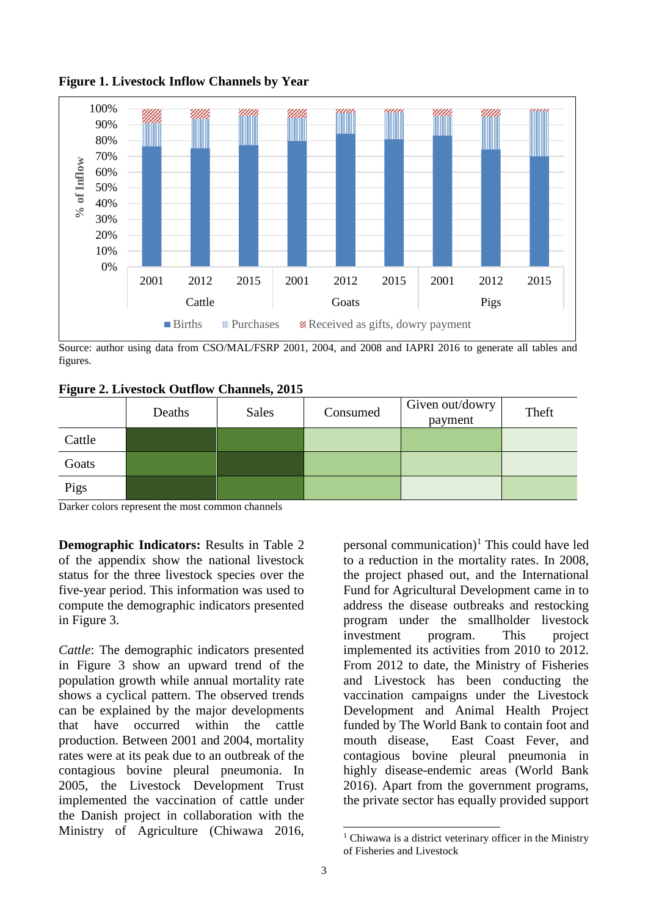**Figure 1. Livestock Inflow Channels by Year**

Source: author using data from CSO/MAL/FSRP 2001, 2004, and 2008 and IAPRI 2016 to generate all tables and figures.

**Figure 2. Livestock Outflow Channels, 2015**

| | Deaths | Sales | Consumed | Given out/dowry payment | Theft |
|---|---|---|---|---|---|
| Cattle | | | | | |
| Goats | | | | | |
| Pigs | | | | | |

Darker colors represent the most common channels

**Demographic Indicators:** Results in Table 2 of the appendix show the national livestock status for the three livestock species over the five-year period. This information was used to compute the demographic indicators presented in Figure 3.

*Cattle*: The demographic indicators presented in Figure 3 show an upward trend of the population growth while annual mortality rate shows a cyclical pattern. The observed trends can be explained by the major developments that have occurred within the cattle production. Between 2001 and 2004, mortality rates were at its peak due to an outbreak of the contagious bovine pleural pneumonia. In 2005, the Livestock Development Trust implemented the vaccination of cattle under the Danish project in collaboration with the Ministry of Agriculture (Chiwawa 2016, personal communication)[1] This could have led to a reduction in the mortality rates. In 2008, the project phased out, and the International Fund for Agricultural Development came in to address the disease outbreaks and restocking program under the smallholder livestock investment program. This project implemented its activities from 2010 to 2012. From 2012 to date, the Ministry of Fisheries and Livestock has been conducting the vaccination campaigns under the Livestock Development and Animal Health Project funded by The World Bank to contain foot and mouth disease, East Coast Fever, and contagious bovine pleural pneumonia in highly disease-endemic areas (World Bank 2016). Apart from the government programs, the private sector has equally provided support

[1] Chiwawa is a district veterinary officer in the Ministry of Fisheries and Livestock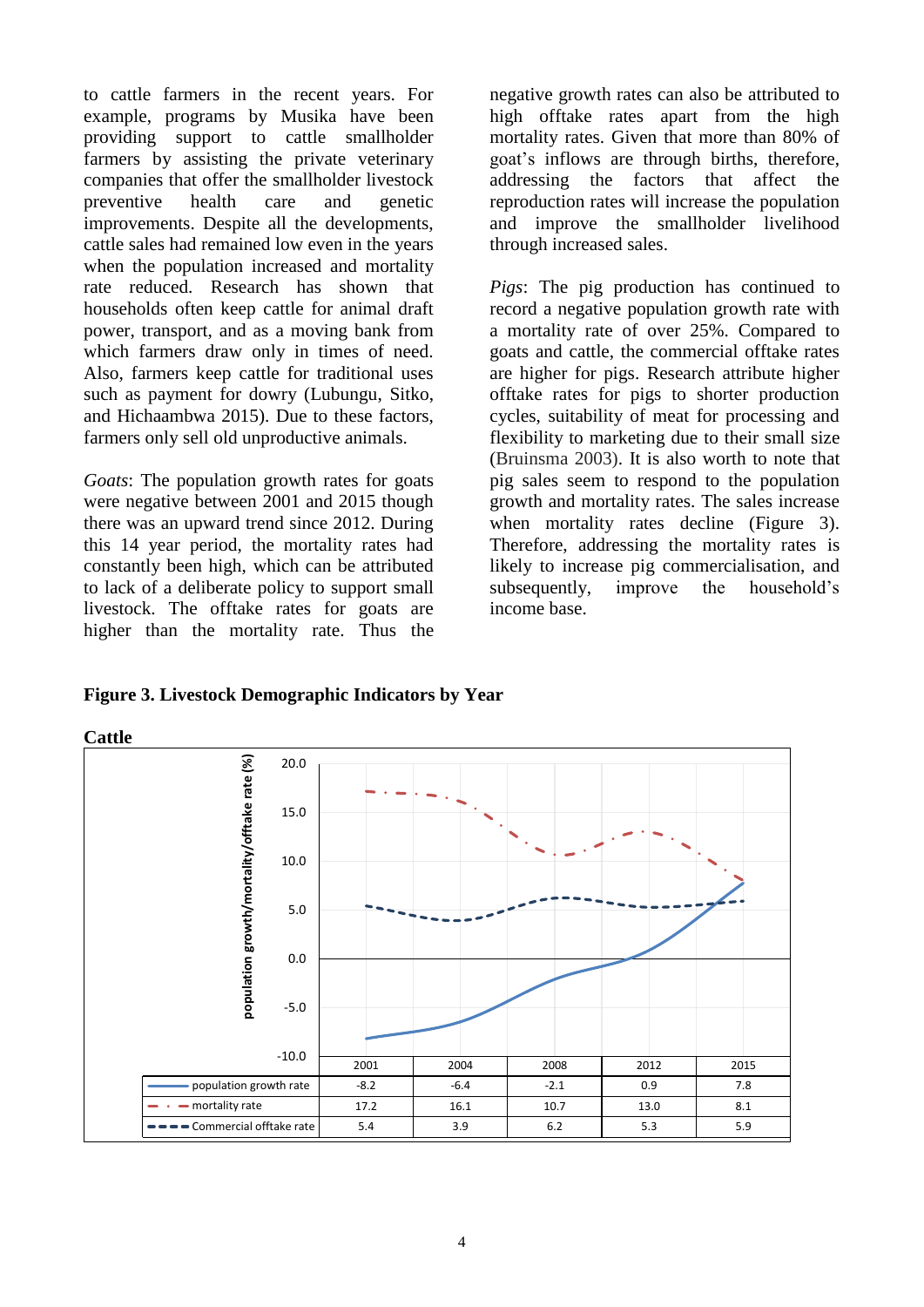to cattle farmers in the recent years. For example, programs by Musika have been providing support to cattle smallholder farmers by assisting the private veterinary companies that offer the smallholder livestock preventive health care and genetic improvements. Despite all the developments, cattle sales had remained low even in the years when the population increased and mortality rate reduced. Research has shown that households often keep cattle for animal draft power, transport, and as a moving bank from which farmers draw only in times of need. Also, farmers keep cattle for traditional uses such as payment for dowry (Lubungu, Sitko, and Hichaambwa 2015). Due to these factors, farmers only sell old unproductive animals.

*Goats*: The population growth rates for goats were negative between 2001 and 2015 though there was an upward trend since 2012. During this 14 year period, the mortality rates had constantly been high, which can be attributed to lack of a deliberate policy to support small livestock. The offtake rates for goats are higher than the mortality rate. Thus the negative growth rates can also be attributed to high offtake rates apart from the high mortality rates. Given that more than 80% of goat's inflows are through births, therefore, addressing the factors that affect the reproduction rates will increase the population and improve the smallholder livelihood through increased sales.

*Pigs*: The pig production has continued to record a negative population growth rate with a mortality rate of over 25%. Compared to goats and cattle, the commercial offtake rates are higher for pigs. Research attribute higher offtake rates for pigs to shorter production cycles, suitability of meat for processing and flexibility to marketing due to their small size (Bruinsma 2003). It is also worth to note that pig sales seem to respond to the population growth and mortality rates. The sales increase when mortality rates decline (Figure 3). Therefore, addressing the mortality rates is likely to increase pig commercialisation, and subsequently, improve the household's income base.

**Figure 3. Livestock Demographic Indicators by Year**

**Cattle**

| population growth/mortality/offtake rate (%) | 2001 | 2004 | 2008 | 2012 | 2015 |
|---|---|---|---|---|---|
| population growth rate | -8.2 | -6.4 | -2.1 | 0.9 | 7.8 |
| mortality rate | 17.2 | 16.1 | 10.7 | 13.0 | 8.1 |
| Commercial offtake rate | 5.4 | 3.9 | 6.2 | 5.3 | 5.9 |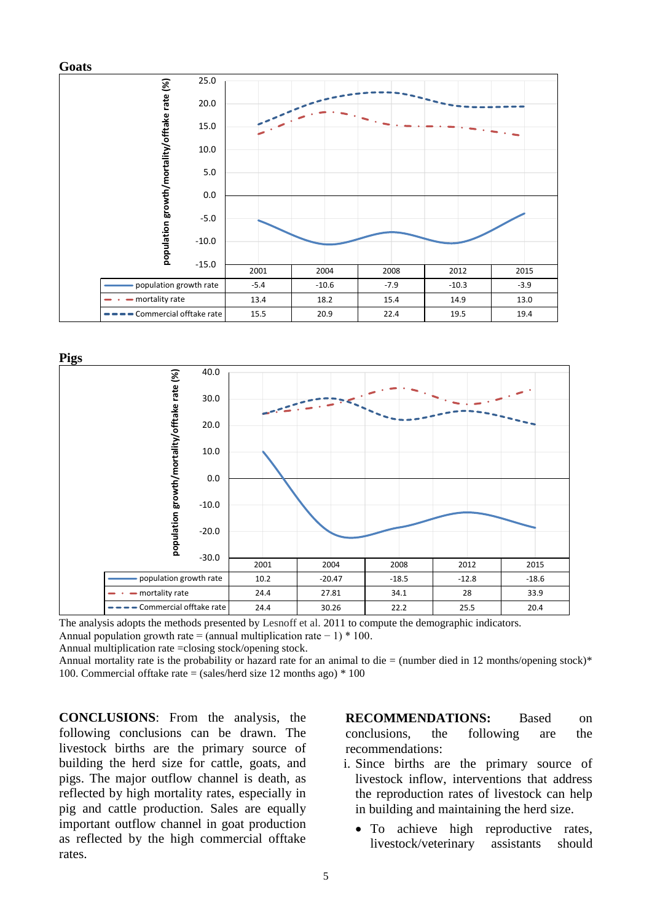**Goats**

| | 2001 | 2004 | 2008 | 2012 | 2015 |
|---|---|---|---|---|---|
| population growth rate | -5.4 | -10.6 | -7.9 | -10.3 | -3.9 |
| mortality rate | 13.4 | 18.2 | 15.4 | 14.9 | 13.0 |
| Commercial offtake rate | 15.5 | 20.9 | 22.4 | 19.5 | 19.4 |

**Pigs**

| | 2001 | 2004 | 2008 | 2012 | 2015 |
|---|---|---|---|---|---|
| population growth rate | 10.2 | -20.47 | -18.5 | -12.8 | -18.6 |
| mortality rate | 24.4 | 27.81 | 34.1 | 28 | 33.9 |
| Commercial offtake rate | 24.4 | 30.26 | 22.2 | 25.5 | 20.4 |

The analysis adopts the methods presented by Lesnoff et al. 2011 to compute the demographic indicators.
Annual population growth rate = (annual multiplication rate − 1) * 100.
Annual multiplication rate =closing stock/opening stock.
Annual mortality rate is the probability or hazard rate for an animal to die = (number died in 12 months/opening stock)* 100. Commercial offtake rate = (sales/herd size 12 months ago) * 100

**CONCLUSIONS**: From the analysis, the following conclusions can be drawn. The livestock births are the primary source of building the herd size for cattle, goats, and pigs. The major outflow channel is death, as reflected by high mortality rates, especially in pig and cattle production. Sales are equally important outflow channel in goat production as reflected by the high commercial offtake rates.

**RECOMMENDATIONS:** Based on conclusions, the following are the recommendations:

i. Since births are the primary source of livestock inflow, interventions that address the reproduction rates of livestock can help in building and maintaining the herd size.
   - To achieve high reproductive rates, livestock/veterinary assistants should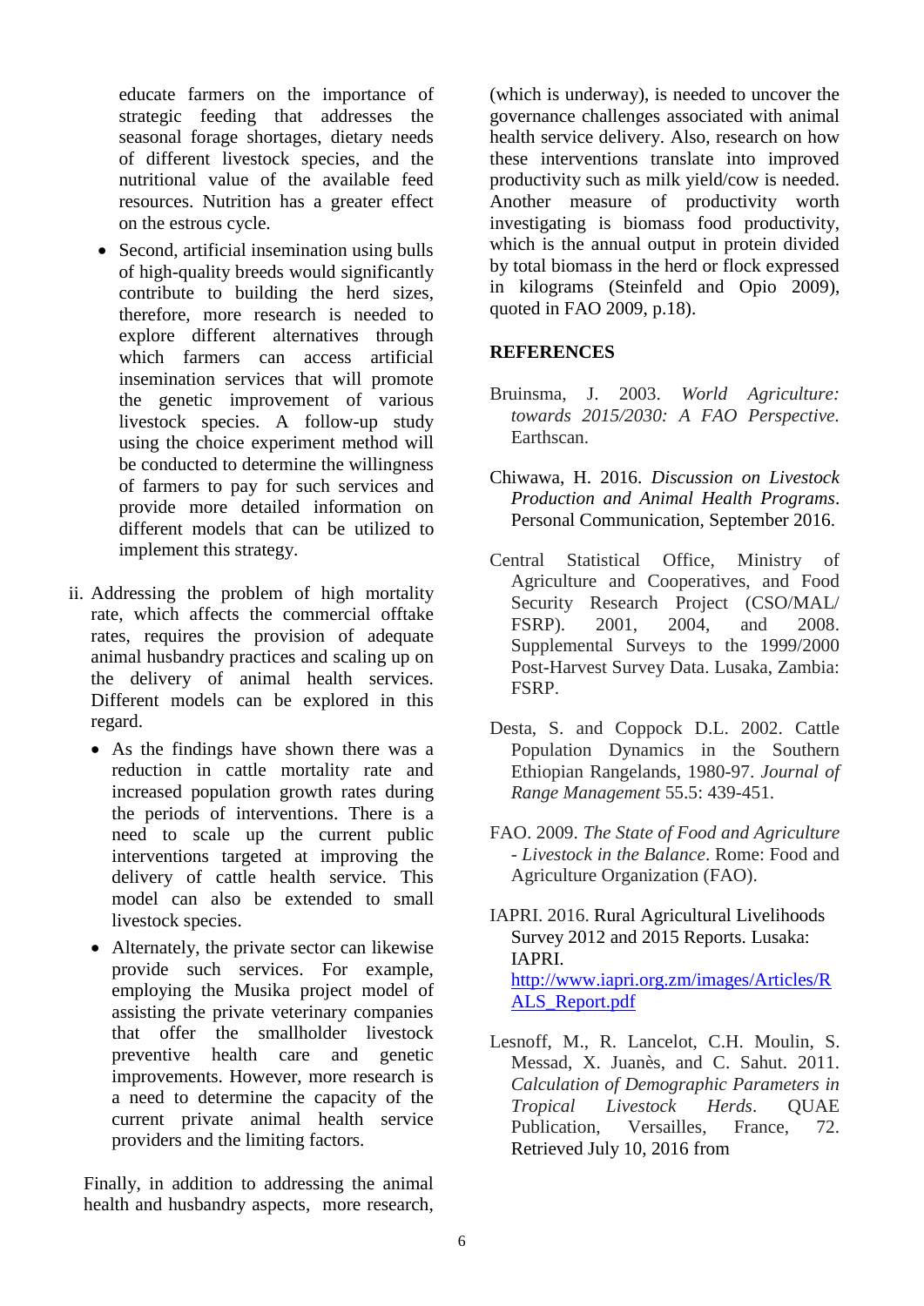educate farmers on the importance of strategic feeding that addresses the seasonal forage shortages, dietary needs of different livestock species, and the nutritional value of the available feed resources. Nutrition has a greater effect on the estrous cycle.

- Second, artificial insemination using bulls of high-quality breeds would significantly contribute to building the herd sizes, therefore, more research is needed to explore different alternatives through which farmers can access artificial insemination services that will promote the genetic improvement of various livestock species. A follow-up study using the choice experiment method will be conducted to determine the willingness of farmers to pay for such services and provide more detailed information on different models that can be utilized to implement this strategy.

ii. Addressing the problem of high mortality rate, which affects the commercial offtake rates, requires the provision of adequate animal husbandry practices and scaling up on the delivery of animal health services. Different models can be explored in this regard.

- As the findings have shown there was a reduction in cattle mortality rate and increased population growth rates during the periods of interventions. There is a need to scale up the current public interventions targeted at improving the delivery of cattle health service. This model can also be extended to small livestock species.
- Alternately, the private sector can likewise provide such services. For example, employing the Musika project model of assisting the private veterinary companies that offer the smallholder livestock preventive health care and genetic improvements. However, more research is a need to determine the capacity of the current private animal health service providers and the limiting factors.

Finally, in addition to addressing the animal health and husbandry aspects, more research, (which is underway), is needed to uncover the governance challenges associated with animal health service delivery. Also, research on how these interventions translate into improved productivity such as milk yield/cow is needed. Another measure of productivity worth investigating is biomass food productivity, which is the annual output in protein divided by total biomass in the herd or flock expressed in kilograms (Steinfeld and Opio 2009), quoted in FAO 2009, p.18).

## REFERENCES

Bruinsma, J. 2003. *World Agriculture: towards 2015/2030: A FAO Perspective*. Earthscan.

Chiwawa, H. 2016. *Discussion on Livestock Production and Animal Health Programs*. Personal Communication, September 2016.

Central Statistical Office, Ministry of Agriculture and Cooperatives, and Food Security Research Project (CSO/MAL/ FSRP). 2001, 2004, and 2008. Supplemental Surveys to the 1999/2000 Post-Harvest Survey Data. Lusaka, Zambia: FSRP.

Desta, S. and Coppock D.L. 2002. Cattle Population Dynamics in the Southern Ethiopian Rangelands, 1980-97. *Journal of Range Management* 55.5: 439-451.

FAO. 2009. *The State of Food and Agriculture - Livestock in the Balance*. Rome: Food and Agriculture Organization (FAO).

IAPRI. 2016. Rural Agricultural Livelihoods Survey 2012 and 2015 Reports. Lusaka: IAPRI. http://www.iapri.org.zm/images/Articles/RALS_Report.pdf

Lesnoff, M., R. Lancelot, C.H. Moulin, S. Messad, X. Juanès, and C. Sahut. 2011. *Calculation of Demographic Parameters in Tropical Livestock Herds*. QUAE Publication, Versailles, France, 72. Retrieved July 10, 2016 from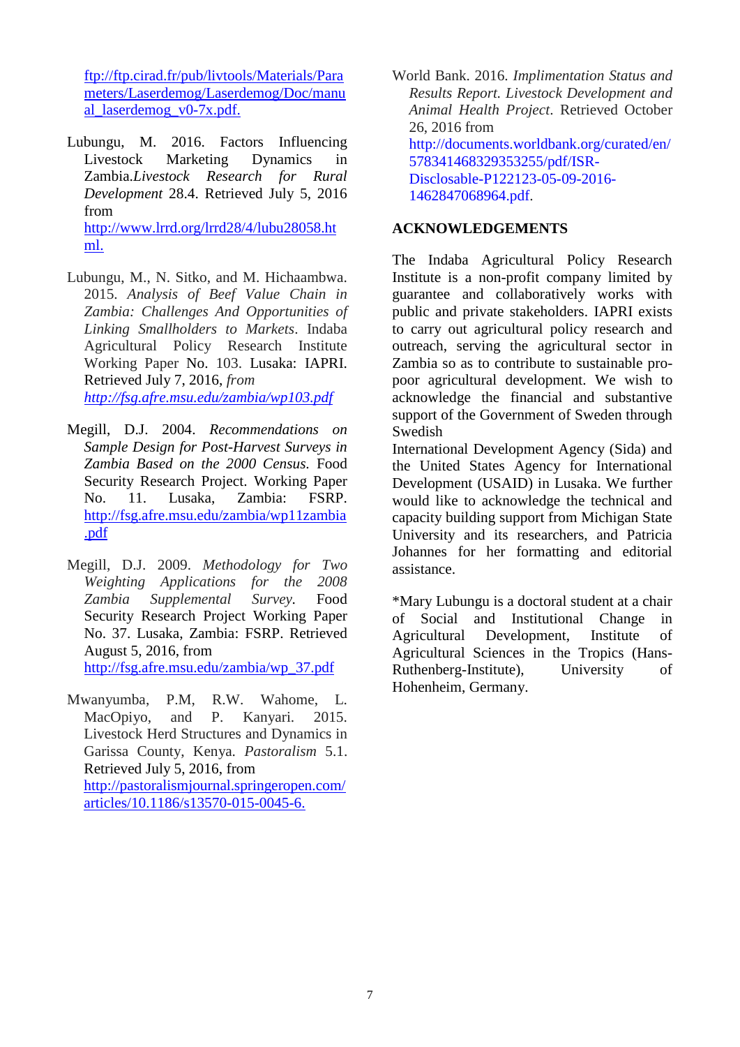ftp://ftp.cirad.fr/pub/livtools/Materials/Parameters/Laserdemog/Laserdemog/Doc/manual_laserdemog_v0-7x.pdf.

Lubungu, M. 2016. Factors Influencing Livestock Marketing Dynamics in Zambia.*Livestock Research for Rural Development* 28.4. Retrieved July 5, 2016 from http://www.lrrd.org/lrrd28/4/lubu28058.html.

Lubungu, M., N. Sitko, and M. Hichaambwa. 2015. *Analysis of Beef Value Chain in Zambia: Challenges And Opportunities of Linking Smallholders to Markets*. Indaba Agricultural Policy Research Institute Working Paper No. 103. Lusaka: IAPRI. Retrieved July 7, 2016, *from http://fsg.afre.msu.edu/zambia/wp103.pdf*

Megill, D.J. 2004. *Recommendations on Sample Design for Post-Harvest Surveys in Zambia Based on the 2000 Census.* Food Security Research Project. Working Paper No. 11. Lusaka, Zambia: FSRP. http://fsg.afre.msu.edu/zambia/wp11zambia.pdf

Megill, D.J. 2009. *Methodology for Two Weighting Applications for the 2008 Zambia Supplemental Survey.* Food Security Research Project Working Paper No. 37. Lusaka, Zambia: FSRP. Retrieved August 5, 2016, from http://fsg.afre.msu.edu/zambia/wp_37.pdf

Mwanyumba, P.M, R.W. Wahome, L. MacOpiyo, and P. Kanyari. 2015. Livestock Herd Structures and Dynamics in Garissa County, Kenya. *Pastoralism* 5.1. Retrieved July 5, 2016, from http://pastoralismjournal.springeropen.com/articles/10.1186/s13570-015-0045-6.

World Bank. 2016. *Implimentation Status and Results Report. Livestock Development and Animal Health Project*. Retrieved October 26, 2016 from http://documents.worldbank.org/curated/en/578341468329353255/pdf/ISR-Disclosable-P122123-05-09-2016-1462847068964.pdf.

## ACKNOWLEDGEMENTS

The Indaba Agricultural Policy Research Institute is a non-profit company limited by guarantee and collaboratively works with public and private stakeholders. IAPRI exists to carry out agricultural policy research and outreach, serving the agricultural sector in Zambia so as to contribute to sustainable pro-poor agricultural development. We wish to acknowledge the financial and substantive support of the Government of Sweden through Swedish

International Development Agency (Sida) and the United States Agency for International Development (USAID) in Lusaka. We further would like to acknowledge the technical and capacity building support from Michigan State University and its researchers, and Patricia Johannes for her formatting and editorial assistance.

*Mary Lubungu is a doctoral student at a chair of Social and Institutional Change in Agricultural Development, Institute of Agricultural Sciences in the Tropics (Hans-Ruthenberg-Institute), University of Hohenheim, Germany.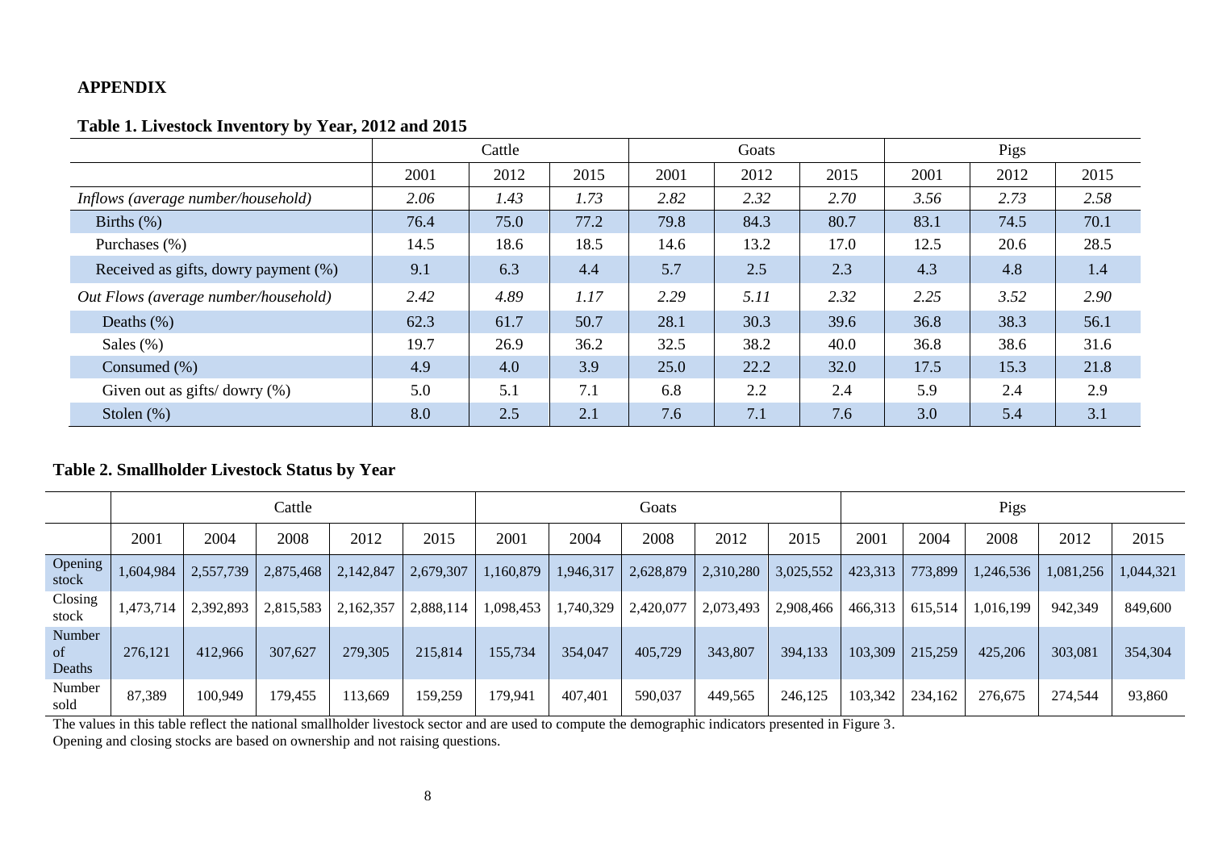## APPENDIX

### Table 1. Livestock Inventory by Year, 2012 and 2015

| | Cattle | | | Goats | | | Pigs | | |
|---|---|---|---|---|---|---|---|---|---|
| | 2001 | 2012 | 2015 | 2001 | 2012 | 2015 | 2001 | 2012 | 2015 |
| *Inflows (average number/household)* | *2.06* | *1.43* | *1.73* | *2.82* | *2.32* | *2.70* | *3.56* | *2.73* | *2.58* |
| Births (%) | 76.4 | 75.0 | 77.2 | 79.8 | 84.3 | 80.7 | 83.1 | 74.5 | 70.1 |
| Purchases (%) | 14.5 | 18.6 | 18.5 | 14.6 | 13.2 | 17.0 | 12.5 | 20.6 | 28.5 |
| Received as gifts, dowry payment (%) | 9.1 | 6.3 | 4.4 | 5.7 | 2.5 | 2.3 | 4.3 | 4.8 | 1.4 |
| *Out Flows (average number/household)* | *2.42* | *4.89* | *1.17* | *2.29* | *5.11* | *2.32* | *2.25* | *3.52* | *2.90* |
| Deaths (%) | 62.3 | 61.7 | 50.7 | 28.1 | 30.3 | 39.6 | 36.8 | 38.3 | 56.1 |
| Sales (%) | 19.7 | 26.9 | 36.2 | 32.5 | 38.2 | 40.0 | 36.8 | 38.6 | 31.6 |
| Consumed (%) | 4.9 | 4.0 | 3.9 | 25.0 | 22.2 | 32.0 | 17.5 | 15.3 | 21.8 |
| Given out as gifts/ dowry (%) | 5.0 | 5.1 | 7.1 | 6.8 | 2.2 | 2.4 | 5.9 | 2.4 | 2.9 |
| Stolen (%) | 8.0 | 2.5 | 2.1 | 7.6 | 7.1 | 7.6 | 3.0 | 5.4 | 3.1 |

### Table 2. Smallholder Livestock Status by Year

| | Cattle | | | | | Goats | | | | | Pigs | | | | |
|---|---|---|---|---|---|---|---|---|---|---|---|---|---|---|---|
| | 2001 | 2004 | 2008 | 2012 | 2015 | 2001 | 2004 | 2008 | 2012 | 2015 | 2001 | 2004 | 2008 | 2012 | 2015 |
| Opening stock | 1,604,984 | 2,557,739 | 2,875,468 | 2,142,847 | 2,679,307 | 1,160,879 | 1,946,317 | 2,628,879 | 2,310,280 | 3,025,552 | 423,313 | 773,899 | 1,246,536 | 1,081,256 | 1,044,321 |
| Closing stock | 1,473,714 | 2,392,893 | 2,815,583 | 2,162,357 | 2,888,114 | 1,098,453 | 1,740,329 | 2,420,077 | 2,073,493 | 2,908,466 | 466,313 | 615,514 | 1,016,199 | 942,349 | 849,600 |
| Number of Deaths | 276,121 | 412,966 | 307,627 | 279,305 | 215,814 | 155,734 | 354,047 | 405,729 | 343,807 | 394,133 | 103,309 | 215,259 | 425,206 | 303,081 | 354,304 |
| Number sold | 87,389 | 100,949 | 179,455 | 113,669 | 159,259 | 179,941 | 407,401 | 590,037 | 449,565 | 246,125 | 103,342 | 234,162 | 276,675 | 274,544 | 93,860 |

The values in this table reflect the national smallholder livestock sector and are used to compute the demographic indicators presented in Figure 3.
Opening and closing stocks are based on ownership and not raising questions.